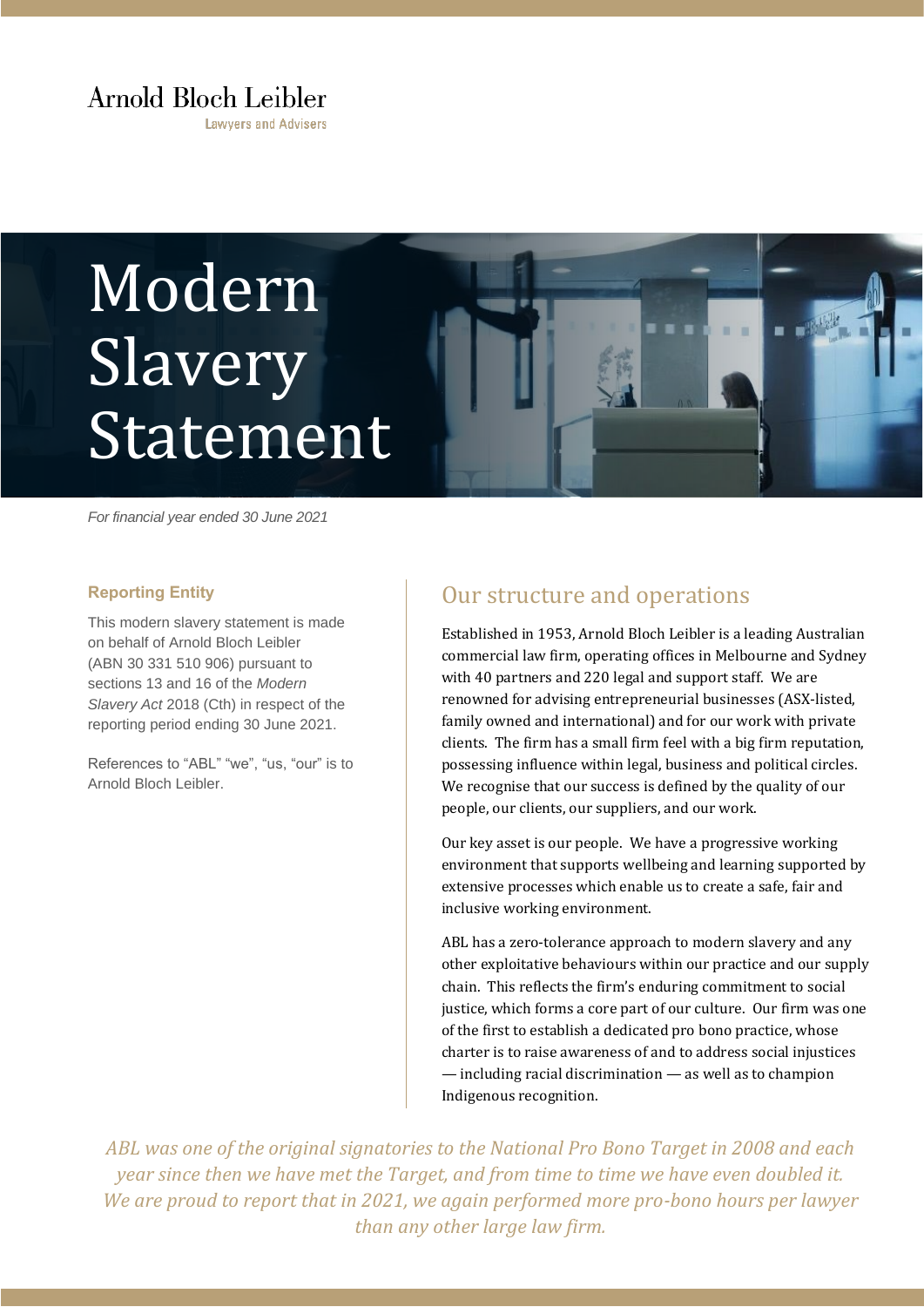Arnold Bloch Leibler

Lawyers and Advisers

# Modern Slavery Statement

*For financial year ended 30 June 2021*

**Reporting Entity**

This modern slavery statement is made on behalf of Arnold Bloch Leibler (ABN 30 331 510 906) pursuant to sections 13 and 16 of the *Modern Slavery Act* 2018 (Cth) in respect of the reporting period ending 30 June 2021.

References to "ABL" "we", "us, "our" is to Arnold Bloch Leibler.

## Our structure and operations

Established in 1953, Arnold Bloch Leibler is a leading Australian commercial law firm, operating offices in Melbourne and Sydney with 40 partners and 220 legal and support staff. We are renowned for advising entrepreneurial businesses (ASX-listed, family owned and international) and for our work with private clients. The firm has a small firm feel with a big firm reputation, possessing influence within legal, business and political circles. We recognise that our success is defined by the quality of our people, our clients, our suppliers, and our work.

Our key asset is our people. We have a progressive working environment that supports wellbeing and learning supported by extensive processes which enable us to create a safe, fair and inclusive working environment.

ABL has a zero-tolerance approach to modern slavery and any other exploitative behaviours within our practice and our supply chain. This reflects the firm's enduring commitment to social justice, which forms a core part of our culture. Our firm was one of the first to establish a dedicated pro bono practice, whose charter is to raise awareness of and to address social injustices — including racial discrimination — as well as to champion Indigenous recognition.

*ABL was one of the original signatories to the National Pro Bono Target in 2008 and each year since then we have met the Target, and from time to time we have even doubled it. We are proud to report that in 2021, we again performed more pro-bono hours per lawyer than any other large law firm.*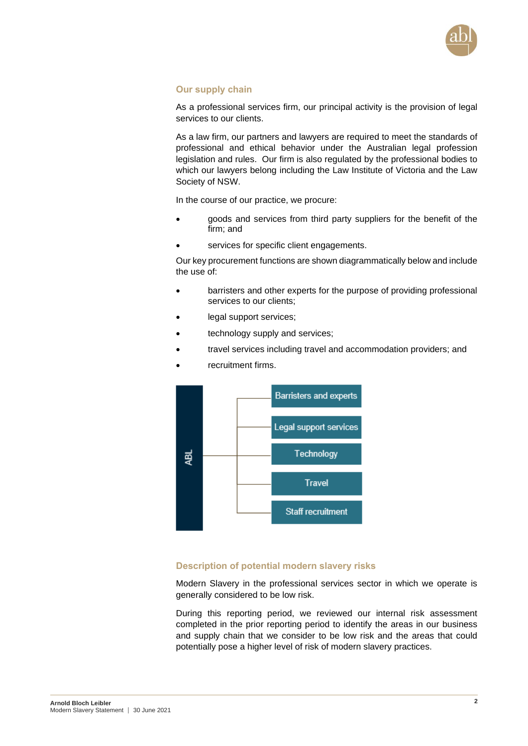## Our supply chain

As a professional services firm, our principal activity is the provision of legal services to our clients.

As a law firm, our partners and lawyers are required to meet the standards of professional and ethical behavior under the Australian legal profession legislation and rules. Our firm is also regulated by the professional bodies to which our lawyers belong including the Law Institute of Victoria and the Law Society of NSW.

In the course of our practice, we procure:

- goods and services from third party suppliers for the benefit of the firm; and
- services for specific client engagements.

Our key procurement functions are shown diagrammatically below and include the use of:

- barristers and other experts for the purpose of providing professional services to our clients;
- legal support services;
- technology supply and services;
- travel services including travel and accommodation providers; and
- recruitment firms.

ABL
- Barristers and experts
- Legal support services
- Technology
- Travel
- Staff recruitment

## Description of potential modern slavery risks

Modern Slavery in the professional services sector in which we operate is generally considered to be low risk.

During this reporting period, we reviewed our internal risk assessment completed in the prior reporting period to identify the areas in our business and supply chain that we consider to be low risk and the areas that could potentially pose a higher level of risk of modern slavery practices.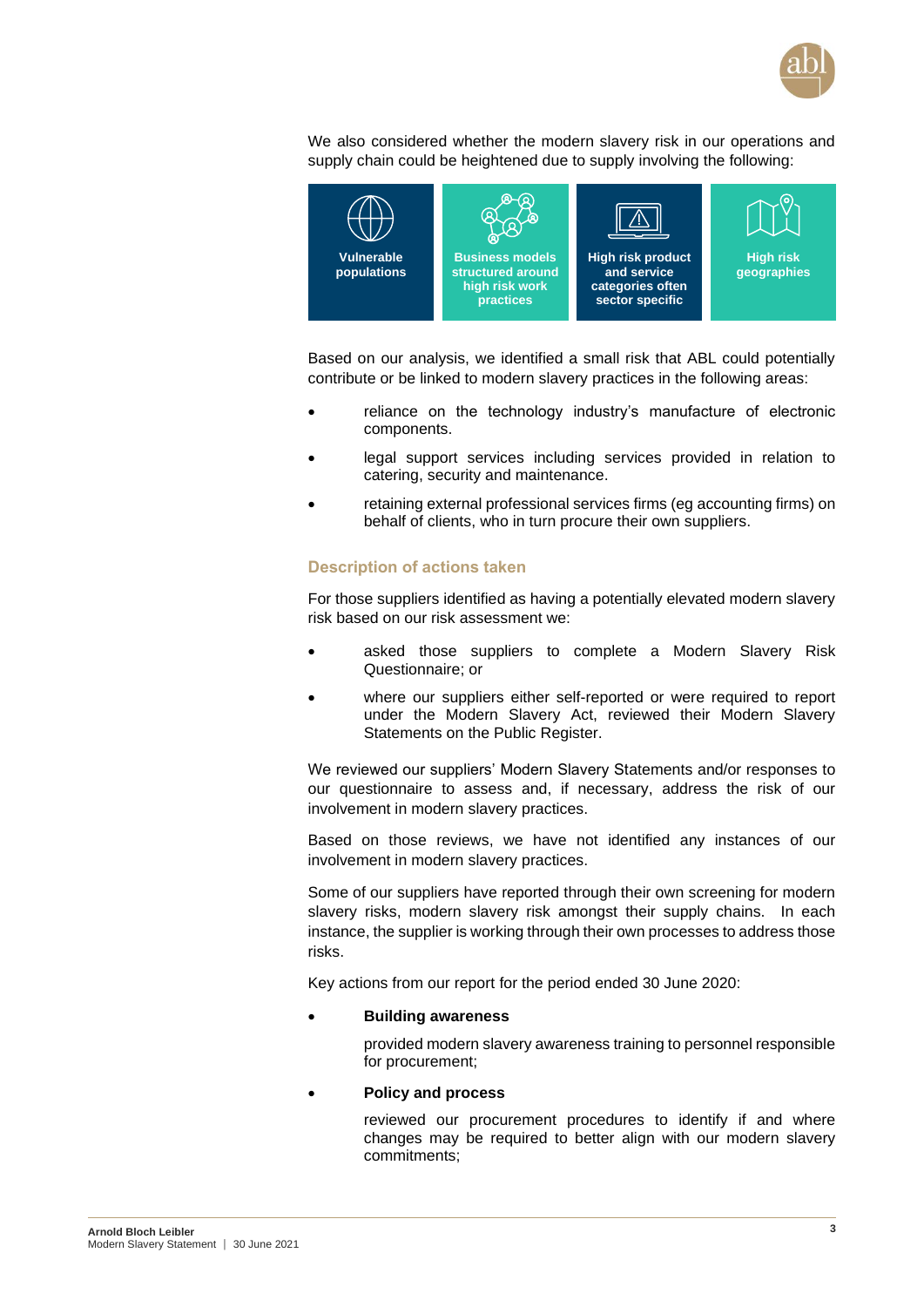We also considered whether the modern slavery risk in our operations and supply chain could be heightened due to supply involving the following:

| Vulnerable populations | Business models structured around high risk work practices | High risk product and service categories often sector specific | High risk geographies |
|---|---|---|---|

Based on our analysis, we identified a small risk that ABL could potentially contribute or be linked to modern slavery practices in the following areas:

- reliance on the technology industry's manufacture of electronic components.
- legal support services including services provided in relation to catering, security and maintenance.
- retaining external professional services firms (eg accounting firms) on behalf of clients, who in turn procure their own suppliers.

## Description of actions taken

For those suppliers identified as having a potentially elevated modern slavery risk based on our risk assessment we:

- asked those suppliers to complete a Modern Slavery Risk Questionnaire; or
- where our suppliers either self-reported or were required to report under the Modern Slavery Act, reviewed their Modern Slavery Statements on the Public Register.

We reviewed our suppliers' Modern Slavery Statements and/or responses to our questionnaire to assess and, if necessary, address the risk of our involvement in modern slavery practices.

Based on those reviews, we have not identified any instances of our involvement in modern slavery practices.

Some of our suppliers have reported through their own screening for modern slavery risks, modern slavery risk amongst their supply chains. In each instance, the supplier is working through their own processes to address those risks.

Key actions from our report for the period ended 30 June 2020:

- **Building awareness**

  provided modern slavery awareness training to personnel responsible for procurement;

- **Policy and process**

  reviewed our procurement procedures to identify if and where changes may be required to better align with our modern slavery commitments;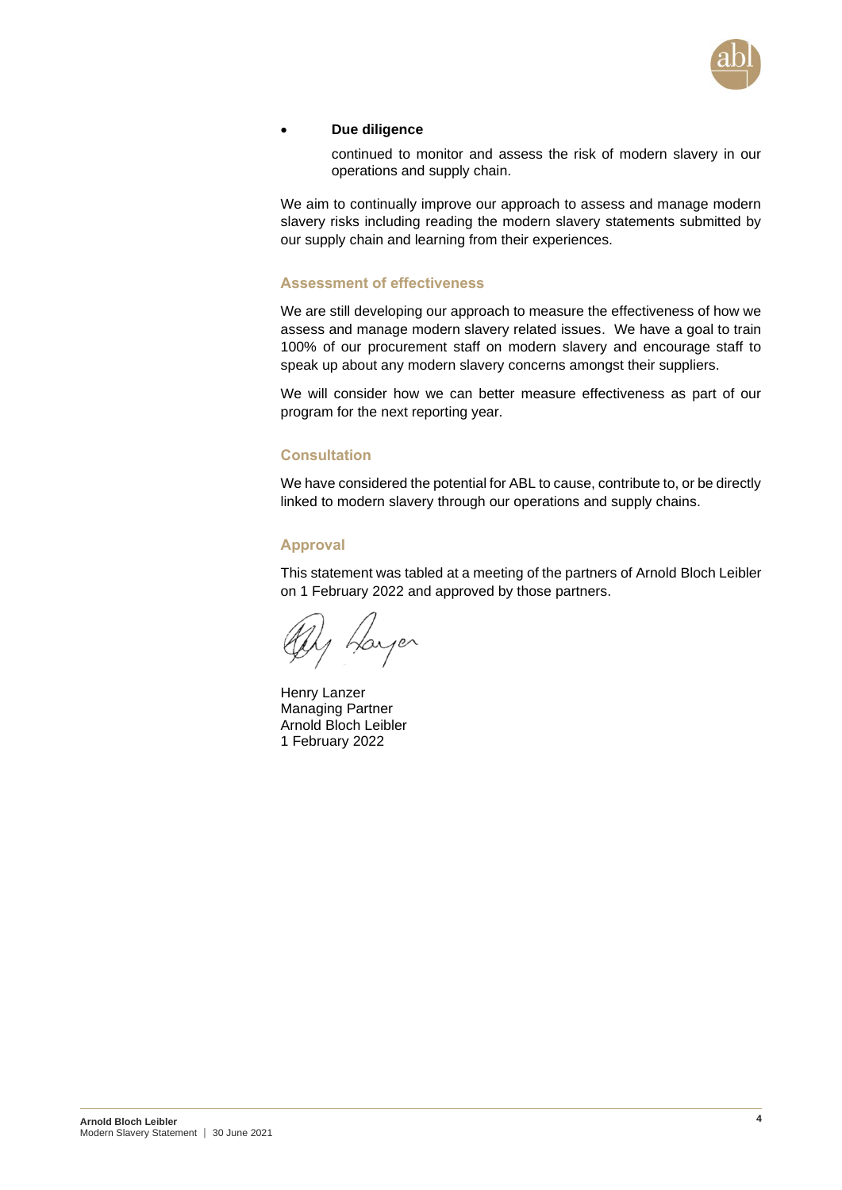- **Due diligence**

  continued to monitor and assess the risk of modern slavery in our operations and supply chain.

We aim to continually improve our approach to assess and manage modern slavery risks including reading the modern slavery statements submitted by our supply chain and learning from their experiences.

## Assessment of effectiveness

We are still developing our approach to measure the effectiveness of how we assess and manage modern slavery related issues. We have a goal to train 100% of our procurement staff on modern slavery and encourage staff to speak up about any modern slavery concerns amongst their suppliers.

We will consider how we can better measure effectiveness as part of our program for the next reporting year.

## Consultation

We have considered the potential for ABL to cause, contribute to, or be directly linked to modern slavery through our operations and supply chains.

## Approval

This statement was tabled at a meeting of the partners of Arnold Bloch Leibler on 1 February 2022 and approved by those partners.

Henry Lanzer
Managing Partner
Arnold Bloch Leibler
1 February 2022